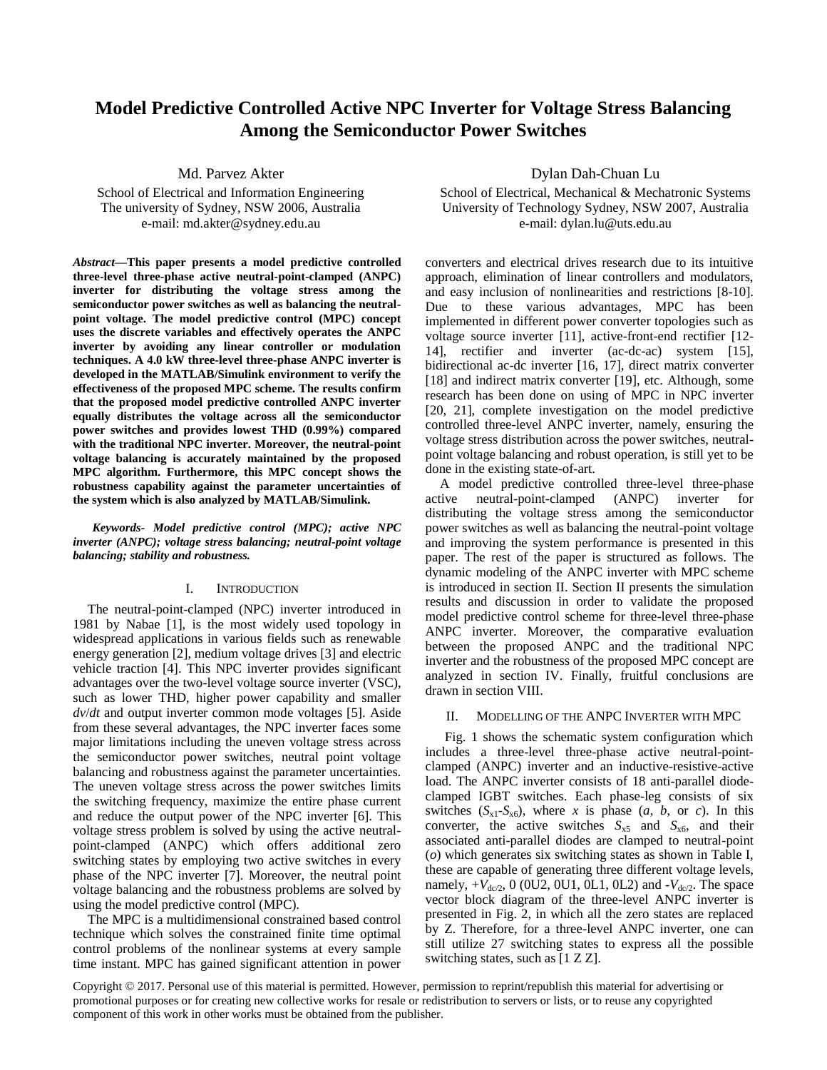# Model Predictive Controlled Active NPC Inverter for Voltage Stress Balancing Among the Semiconductor Power Switches

Md. Parvez Akter
School of Electrical and Information Engineering
The university of Sydney, NSW 2006, Australia
e-mail: md.akter@sydney.edu.au

Dylan Dah-Chuan Lu
School of Electrical, Mechanical & Mechatronic Systems
University of Technology Sydney, NSW 2007, Australia
e-mail: dylan.lu@uts.edu.au

***Abstract*—This paper presents a model predictive controlled three-level three-phase active neutral-point-clamped (ANPC) inverter for distributing the voltage stress among the semiconductor power switches as well as balancing the neutral-point voltage. The model predictive control (MPC) concept uses the discrete variables and effectively operates the ANPC inverter by avoiding any linear controller or modulation techniques. A 4.0 kW three-level three-phase ANPC inverter is developed in the MATLAB/Simulink environment to verify the effectiveness of the proposed MPC scheme. The results confirm that the proposed model predictive controlled ANPC inverter equally distributes the voltage across all the semiconductor power switches and provides lowest THD (0.99%) compared with the traditional NPC inverter. Moreover, the neutral-point voltage balancing is accurately maintained by the proposed MPC algorithm. Furthermore, this MPC concept shows the robustness capability against the parameter uncertainties of the system which is also analyzed by MATLAB/Simulink.**

***Keywords- Model predictive control (MPC); active NPC inverter (ANPC); voltage stress balancing; neutral-point voltage balancing; stability and robustness.***

## I. Introduction

The neutral-point-clamped (NPC) inverter introduced in 1981 by Nabae [1], is the most widely used topology in widespread applications in various fields such as renewable energy generation [2], medium voltage drives [3] and electric vehicle traction [4]. This NPC inverter provides significant advantages over the two-level voltage source inverter (VSC), such as lower THD, higher power capability and smaller *dv*/*dt* and output inverter common mode voltages [5]. Aside from these several advantages, the NPC inverter faces some major limitations including the uneven voltage stress across the semiconductor power switches, neutral point voltage balancing and robustness against the parameter uncertainties. The uneven voltage stress across the power switches limits the switching frequency, maximize the entire phase current and reduce the output power of the NPC inverter [6]. This voltage stress problem is solved by using the active neutral-point-clamped (ANPC) which offers additional zero switching states by employing two active switches in every phase of the NPC inverter [7]. Moreover, the neutral point voltage balancing and the robustness problems are solved by using the model predictive control (MPC).

The MPC is a multidimensional constrained based control technique which solves the constrained finite time optimal control problems of the nonlinear systems at every sample time instant. MPC has gained significant attention in power converters and electrical drives research due to its intuitive approach, elimination of linear controllers and modulators, and easy inclusion of nonlinearities and restrictions [8-10]. Due to these various advantages, MPC has been implemented in different power converter topologies such as voltage source inverter [11], active-front-end rectifier [12-14], rectifier and inverter (ac-dc-ac) system [15], bidirectional ac-dc inverter [16, 17], direct matrix converter [18] and indirect matrix converter [19], etc. Although, some research has been done on using of MPC in NPC inverter [20, 21], complete investigation on the model predictive controlled three-level ANPC inverter, namely, ensuring the voltage stress distribution across the power switches, neutral-point voltage balancing and robust operation, is still yet to be done in the existing state-of-art.

A model predictive controlled three-level three-phase active neutral-point-clamped (ANPC) inverter for distributing the voltage stress among the semiconductor power switches as well as balancing the neutral-point voltage and improving the system performance is presented in this paper. The rest of the paper is structured as follows. The dynamic modeling of the ANPC inverter with MPC scheme is introduced in section II. Section II presents the simulation results and discussion in order to validate the proposed model predictive control scheme for three-level three-phase ANPC inverter. Moreover, the comparative evaluation between the proposed ANPC and the traditional NPC inverter and the robustness of the proposed MPC concept are analyzed in section IV. Finally, fruitful conclusions are drawn in section VIII.

## II. Modelling of the ANPC Inverter with MPC

Fig. 1 shows the schematic system configuration which includes a three-level three-phase active neutral-point-clamped (ANPC) inverter and an inductive-resistive-active load. The ANPC inverter consists of 18 anti-parallel diode-clamped IGBT switches. Each phase-leg consists of six switches ($S_{x1}$-$S_{x6}$), where $x$ is phase ($a$, $b$, or $c$). In this converter, the active switches $S_{x5}$ and $S_{x6}$, and their associated anti-parallel diodes are clamped to neutral-point ($o$) which generates six switching states as shown in Table I, these are capable of generating three different voltage levels, namely, $+V_{dc/2}$, 0 (0U2, 0U1, 0L1, 0L2) and $-V_{dc/2}$. The space vector block diagram of the three-level ANPC inverter is presented in Fig. 2, in which all the zero states are replaced by Z. Therefore, for a three-level ANPC inverter, one can still utilize 27 switching states to express all the possible switching states, such as [1 Z Z].

Copyright © 2017. Personal use of this material is permitted. However, permission to reprint/republish this material for advertising or promotional purposes or for creating new collective works for resale or redistribution to servers or lists, or to reuse any copyrighted component of this work in other works must be obtained from the publisher.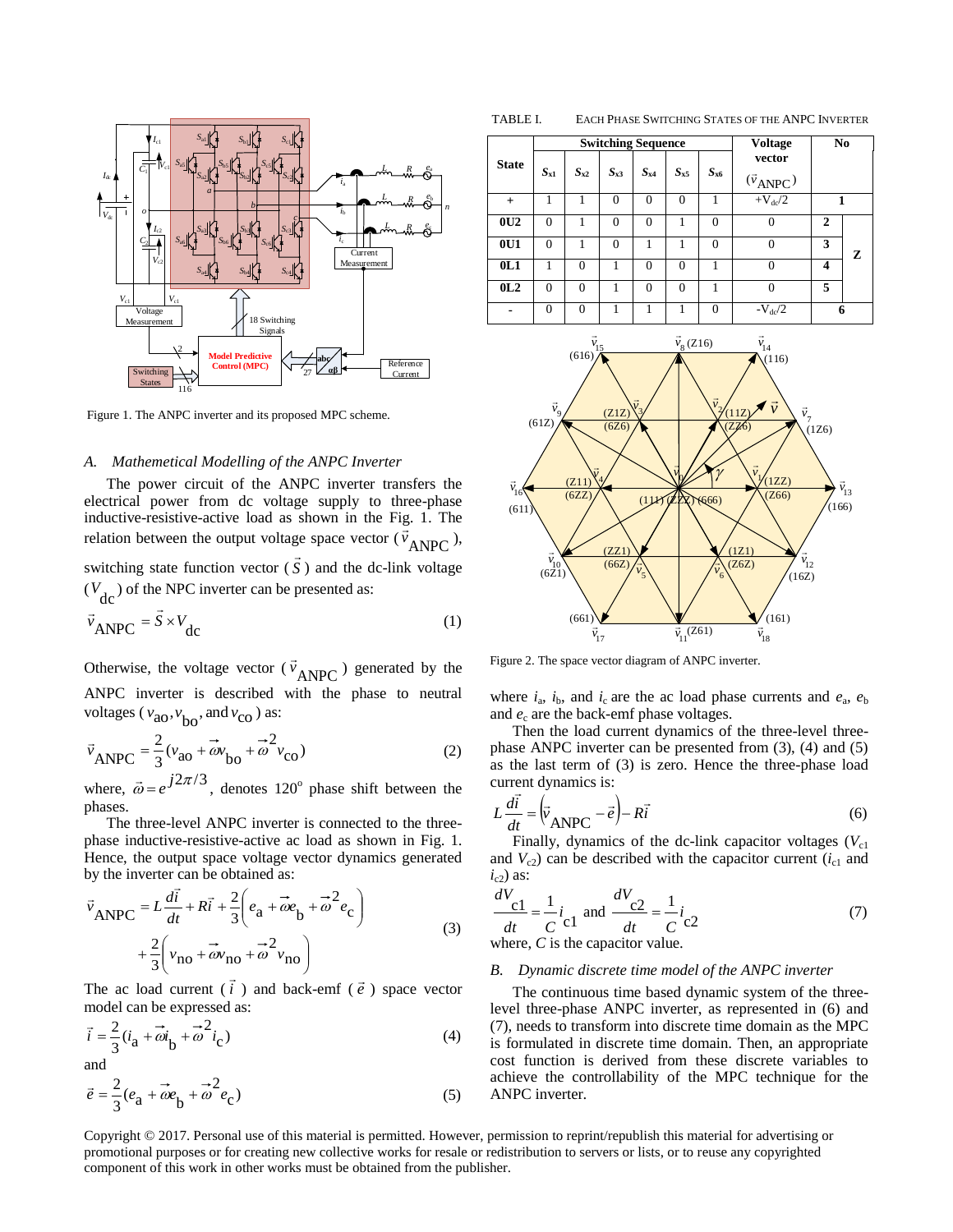Figure 1. The ANPC inverter and its proposed MPC scheme.

### A. Mathematical Modelling of the ANPC Inverter

The power circuit of the ANPC inverter transfers the electrical power from dc voltage supply to three-phase inductive-resistive-active load as shown in the Fig. 1. The relation between the output voltage space vector ($\vec{v}_{\text{ANPC}}$), switching state function vector ($\vec{S}$) and the dc-link voltage ($V_{\text{dc}}$) of the NPC inverter can be presented as:

$$\vec{v}_{\text{ANPC}} = \vec{S} \times V_{\text{dc}} \tag{1}$$

Otherwise, the voltage vector ($\vec{v}_{\text{ANPC}}$) generated by the ANPC inverter is described with the phase to neutral voltages ($v_{\text{ao}}, v_{\text{bo}},$ and $v_{\text{co}}$) as:

$$\vec{v}_{\text{ANPC}} = \frac{2}{3}(v_{\text{ao}} + \vec{\omega} v_{\text{bo}} + \vec{\omega}^2 v_{\text{co}}) \tag{2}$$

where, $\vec{\omega} = e^{j2\pi/3}$, denotes 120° phase shift between the phases.

The three-level ANPC inverter is connected to the three-phase inductive-resistive-active ac load as shown in Fig. 1. Hence, the output space voltage vector dynamics generated by the inverter can be obtained as:

$$\vec{v}_{\text{ANPC}} = L\frac{d\vec{i}}{dt} + R\vec{i} + \frac{2}{3}\left(e_{\text{a}} + \vec{\omega} e_{\text{b}} + \vec{\omega}^2 e_{\text{c}}\right) + \frac{2}{3}\left(v_{\text{no}} + \vec{\omega} v_{\text{no}} + \vec{\omega}^2 v_{\text{no}}\right) \tag{3}$$

The ac load current ($\vec{i}$) and back-emf ($\vec{e}$) space vector model can be expressed as:

$$\vec{i} = \frac{2}{3}(i_{\text{a}} + \vec{\omega} i_{\text{b}} + \vec{\omega}^2 i_{\text{c}}) \tag{4}$$

and

$$\vec{e} = \frac{2}{3}(e_{\text{a}} + \vec{\omega} e_{\text{b}} + \vec{\omega}^2 e_{\text{c}}) \tag{5}$$

where $i_{\text{a}}$, $i_{\text{b}}$, and $i_{\text{c}}$ are the ac load phase currents and $e_{\text{a}}$, $e_{\text{b}}$ and $e_{\text{c}}$ are the back-emf phase voltages.

Then the load current dynamics of the three-level three-phase ANPC inverter can be presented from (3), (4) and (5) as the last term of (3) is zero. Hence the three-phase load current dynamics is:

$$L\frac{d\vec{i}}{dt} = \left(\vec{v}_{\text{ANPC}} - \vec{e}\right) - R\vec{i} \tag{6}$$

Finally, dynamics of the dc-link capacitor voltages ($V_{\text{c1}}$ and $V_{\text{c2}}$) can be described with the capacitor current ($i_{\text{c1}}$ and $i_{\text{c2}}$) as:

$$\frac{dV_{\text{c1}}}{dt} = \frac{1}{C}i_{\text{c1}} \text{ and } \frac{dV_{\text{c2}}}{dt} = \frac{1}{C}i_{\text{c2}} \tag{7}$$

where, $C$ is the capacitor value.

### B. Dynamic discrete time model of the ANPC inverter

The continuous time based dynamic system of the three-level three-phase ANPC inverter, as represented in (6) and (7), needs to transform into discrete time domain as the MPC is formulated in discrete time domain. Then, an appropriate cost function is derived from these discrete variables to achieve the controllability of the MPC technique for the ANPC inverter.

TABLE I. EACH PHASE SWITCHING STATES OF THE ANPC INVERTER

| State | Switching Sequence | | | | | | Voltage vector ($\vec{v}_{\text{ANPC}}$) | No | |
|---|---|---|---|---|---|---|---|---|---|
| | $S_{x1}$ | $S_{x2}$ | $S_{x3}$ | $S_{x4}$ | $S_{x5}$ | $S_{x6}$ | | | |
| + | 1 | 1 | 0 | 0 | 0 | 1 | $+V_{\text{dc}}/2$ | 1 | |
| 0U2 | 0 | 1 | 0 | 0 | 1 | 0 | 0 | 2 | Z |
| 0U1 | 0 | 1 | 0 | 1 | 1 | 0 | 0 | 3 | Z |
| 0L1 | 1 | 0 | 1 | 0 | 0 | 1 | 0 | 4 | Z |
| 0L2 | 0 | 0 | 1 | 0 | 0 | 1 | 0 | 5 | Z |
| - | 0 | 0 | 1 | 1 | 1 | 0 | $-V_{\text{dc}}/2$ | 6 | |

Figure 2. The space vector diagram of ANPC inverter.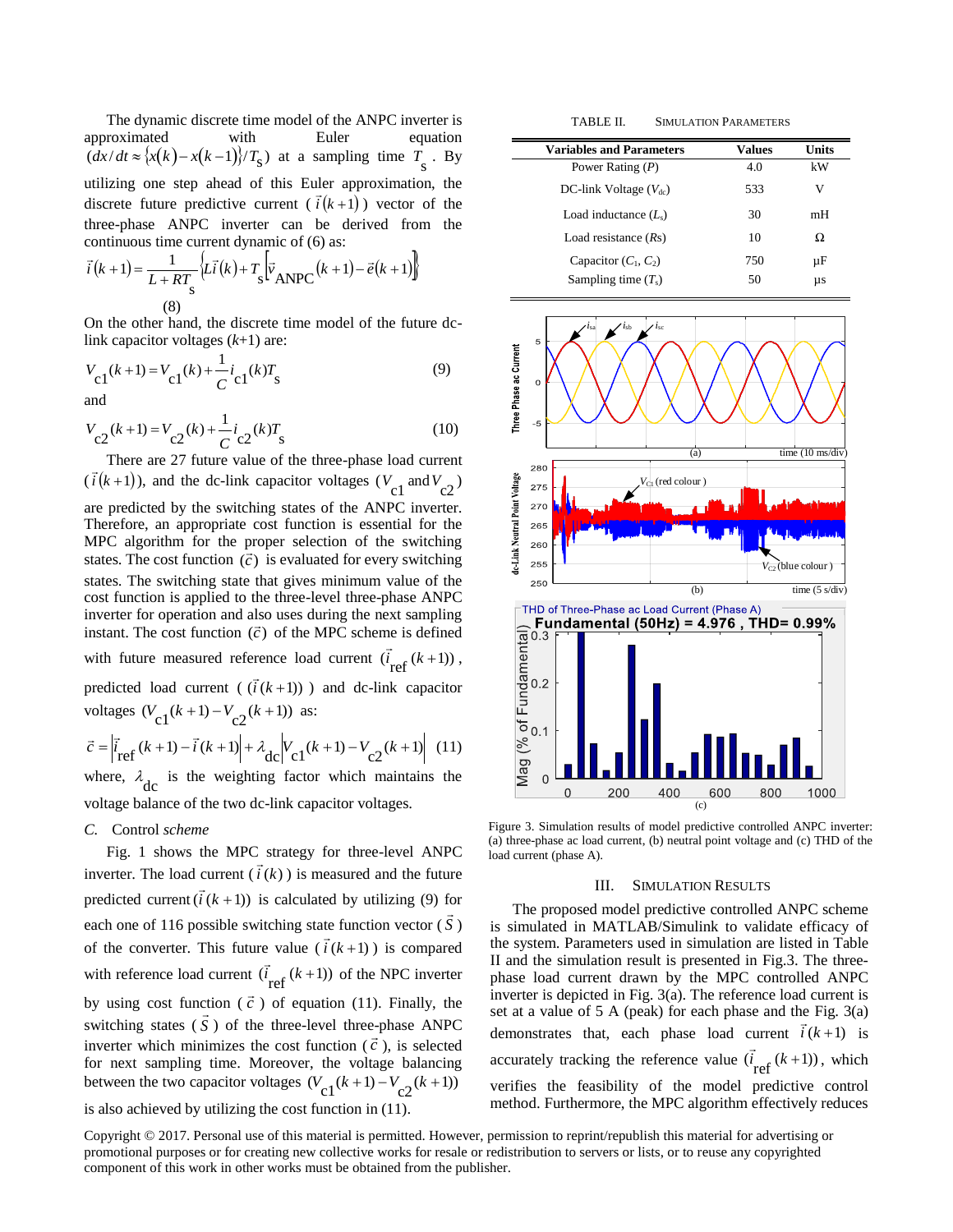The dynamic discrete time model of the ANPC inverter is approximated with Euler equation $(dx/dt \approx \{x(k) - x(k-1)\}/T_s)$ at a sampling time $T_s$. By utilizing one step ahead of this Euler approximation, the discrete future predictive current ($\vec{i}(k+1)$) vector of the three-phase ANPC inverter can be derived from the continuous time current dynamic of (6) as:

$$\vec{i}(k+1) = \frac{1}{L + RT_s}\left\{L\vec{i}(k) + T_s\left[\vec{v}_{ANPC}(k+1) - \vec{e}(k+1)\right]\right\} \tag{8}$$

On the other hand, the discrete time model of the future dc-link capacitor voltages ($k$+1) are:

$$V_{c1}(k+1) = V_{c1}(k) + \frac{1}{C} i_{c1}(k) T_s \tag{9}$$

and

$$V_{c2}(k+1) = V_{c2}(k) + \frac{1}{C} i_{c2}(k) T_s \tag{10}$$

There are 27 future value of the three-phase load current ($\vec{i}(k+1)$), and the dc-link capacitor voltages ($V_{c1}$ and $V_{c2}$) are predicted by the switching states of the ANPC inverter. Therefore, an appropriate cost function is essential for the MPC algorithm for the proper selection of the switching states. The cost function ($\vec{c}$) is evaluated for every switching states. The switching state that gives minimum value of the cost function is applied to the three-level three-phase ANPC inverter for operation and also uses during the next sampling instant. The cost function ($\vec{c}$) of the MPC scheme is defined with future measured reference load current ($\vec{i}_{ref}(k+1)$), predicted load current ($(\vec{i}(k+1))$) and dc-link capacitor voltages ($V_{c1}(k+1) - V_{c2}(k+1)$) as:

$$\vec{c} = \left|\vec{i}_{ref}(k+1) - \vec{i}(k+1)\right| + \lambda_{dc}\left|V_{c1}(k+1) - V_{c2}(k+1)\right| \tag{11}$$

where, $\lambda_{dc}$ is the weighting factor which maintains the voltage balance of the two dc-link capacitor voltages.

### C. Control *scheme*

Fig. 1 shows the MPC strategy for three-level ANPC inverter. The load current ($\vec{i}(k)$) is measured and the future predicted current ($\vec{i}(k+1)$) is calculated by utilizing (9) for each one of 116 possible switching state function vector ($\vec{S}$) of the converter. This future value ($\vec{i}(k+1)$) is compared with reference load current ($\vec{i}_{ref}(k+1)$) of the NPC inverter by using cost function ($\vec{c}$) of equation (11). Finally, the switching states ($\vec{S}$) of the three-level three-phase ANPC inverter which minimizes the cost function ($\vec{c}$), is selected for next sampling time. Moreover, the voltage balancing between the two capacitor voltages ($V_{c1}(k+1) - V_{c2}(k+1)$) is also achieved by utilizing the cost function in (11).

TABLE II. SIMULATION PARAMETERS

| Variables and Parameters | Values | Units |
| --- | --- | --- |
| Power Rating ($P$) | 4.0 | kW |
| DC-link Voltage ($V_{dc}$) | 533 | V |
| Load inductance ($L_s$) | 30 | mH |
| Load resistance ($Rs$) | 10 | Ω |
| Capacitor ($C_1$, $C_2$) | 750 | µF |
| Sampling time ($T_s$) | 50 | µs |

Figure 3. Simulation results of model predictive controlled ANPC inverter: (a) three-phase ac load current, (b) neutral point voltage and (c) THD of the load current (phase A).

## III. SIMULATION RESULTS

The proposed model predictive controlled ANPC scheme is simulated in MATLAB/Simulink to validate efficacy of the system. Parameters used in simulation are listed in Table II and the simulation result is presented in Fig.3. The three-phase load current drawn by the MPC controlled ANPC inverter is depicted in Fig. 3(a). The reference load current is set at a value of 5 A (peak) for each phase and the Fig. 3(a) demonstrates that, each phase load current $\vec{i}(k+1)$ is accurately tracking the reference value ($\vec{i}_{ref}(k+1)$), which verifies the feasibility of the model predictive control method. Furthermore, the MPC algorithm effectively reduces

Copyright © 2017. Personal use of this material is permitted. However, permission to reprint/republish this material for advertising or promotional purposes or for creating new collective works for resale or redistribution to servers or lists, or to reuse any copyrighted component of this work in other works must be obtained from the publisher.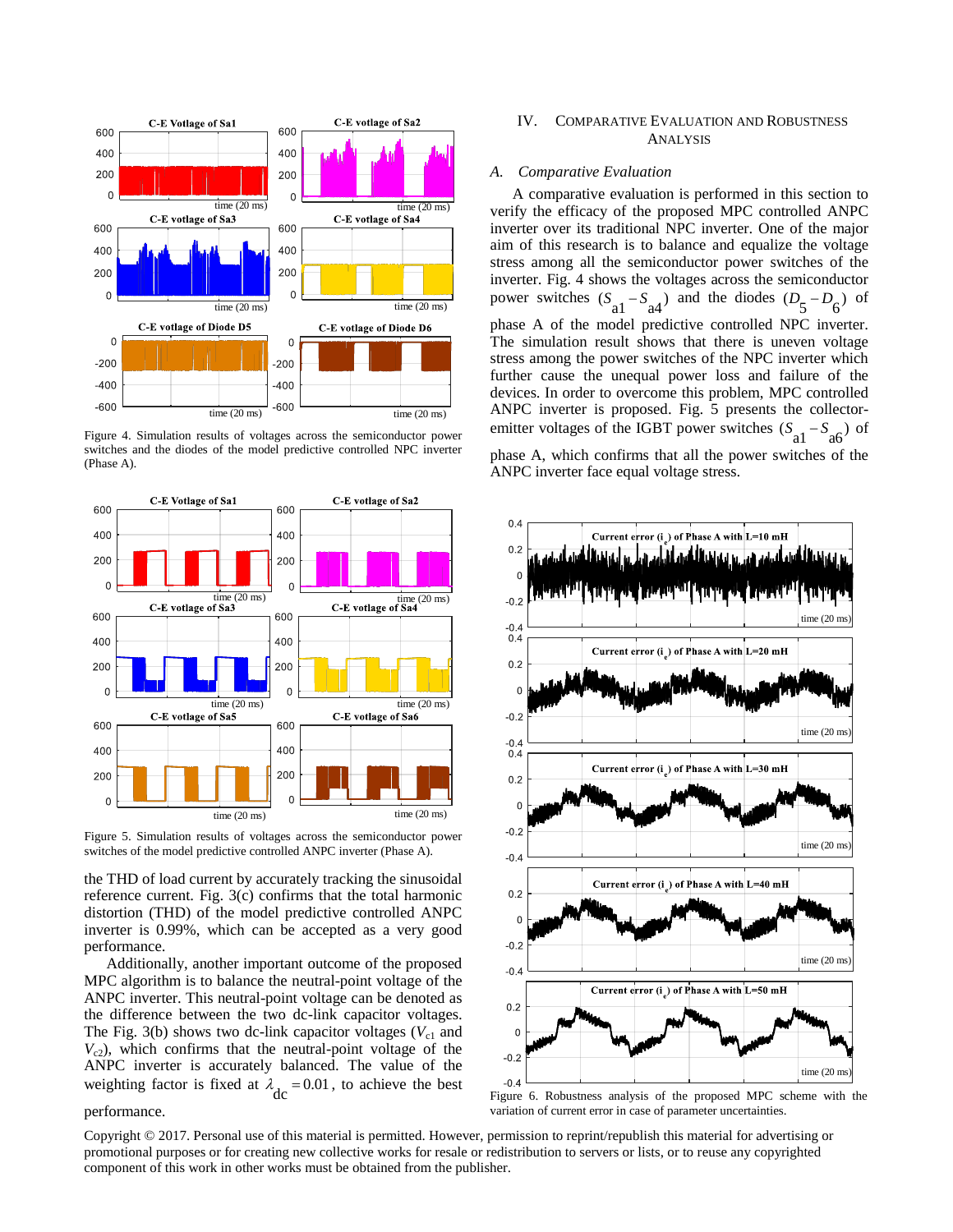Figure 4. Simulation results of voltages across the semiconductor power switches and the diodes of the model predictive controlled NPC inverter (Phase A).

Figure 5. Simulation results of voltages across the semiconductor power switches of the model predictive controlled ANPC inverter (Phase A).

the THD of load current by accurately tracking the sinusoidal reference current. Fig. 3(c) confirms that the total harmonic distortion (THD) of the model predictive controlled ANPC inverter is 0.99%, which can be accepted as a very good performance.

Additionally, another important outcome of the proposed MPC algorithm is to balance the neutral-point voltage of the ANPC inverter. This neutral-point voltage can be denoted as the difference between the two dc-link capacitor voltages. The Fig. 3(b) shows two dc-link capacitor voltages ($V_{c1}$ and $V_{c2}$), which confirms that the neutral-point voltage of the ANPC inverter is accurately balanced. The value of the weighting factor is fixed at $\lambda_{dc} = 0.01$, to achieve the best performance.

## IV. Comparative Evaluation and Robustness Analysis

### A. *Comparative Evaluation*

A comparative evaluation is performed in this section to verify the efficacy of the proposed MPC controlled ANPC inverter over its traditional NPC inverter. One of the major aim of this research is to balance and equalize the voltage stress among all the semiconductor power switches of the inverter. Fig. 4 shows the voltages across the semiconductor power switches ($S_{a1} - S_{a4}$) and the diodes ($D_5 - D_6$) of phase A of the model predictive controlled NPC inverter. The simulation result shows that there is uneven voltage stress among the power switches of the NPC inverter which further cause the unequal power loss and failure of the devices. In order to overcome this problem, MPC controlled ANPC inverter is proposed. Fig. 5 presents the collector-emitter voltages of the IGBT power switches ($S_{a1} - S_{a6}$) of phase A, which confirms that all the power switches of the ANPC inverter face equal voltage stress.

Figure 6. Robustness analysis of the proposed MPC scheme with the variation of current error in case of parameter uncertainties.

Copyright © 2017. Personal use of this material is permitted. However, permission to reprint/republish this material for advertising or promotional purposes or for creating new collective works for resale or redistribution to servers or lists, or to reuse any copyrighted component of this work in other works must be obtained from the publisher.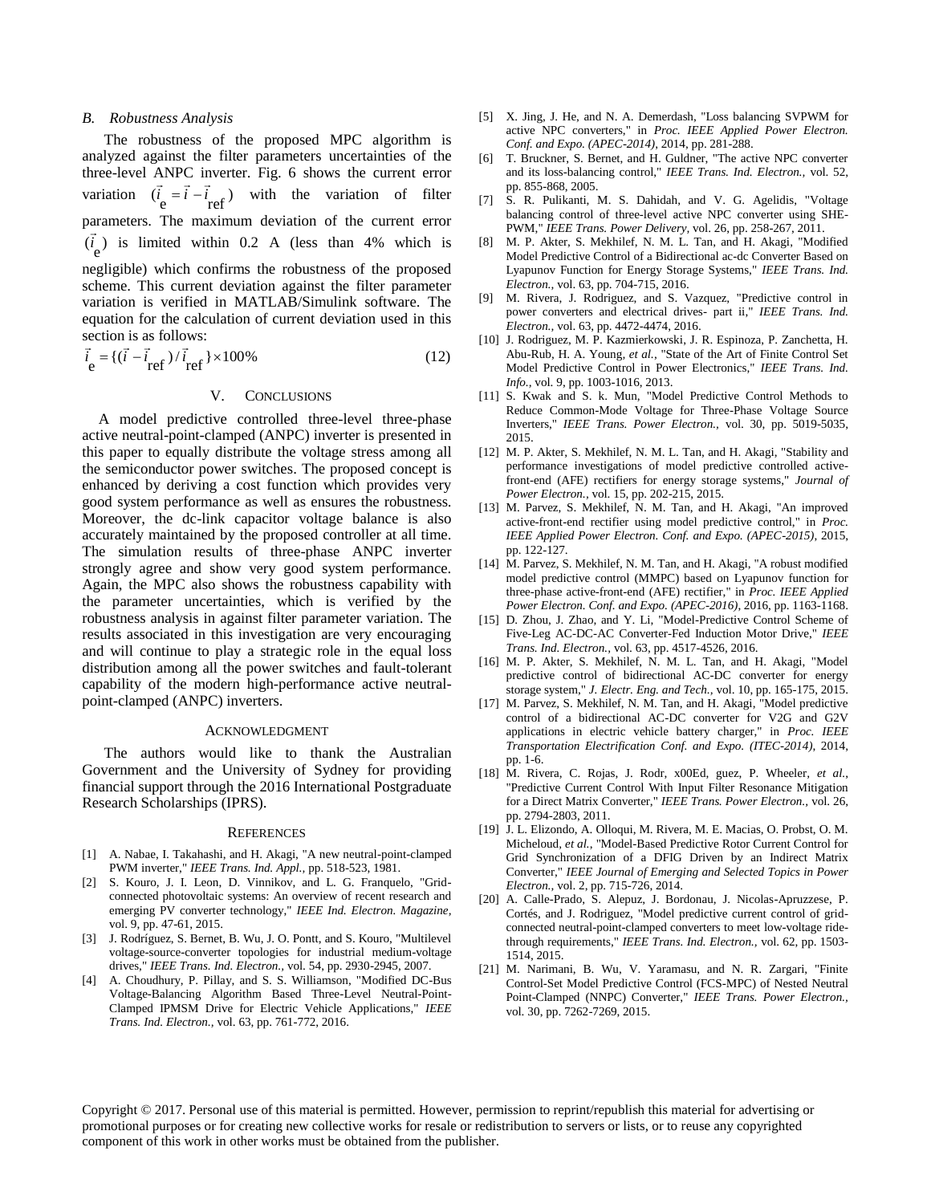### B. Robustness Analysis

The robustness of the proposed MPC algorithm is analyzed against the filter parameters uncertainties of the three-level ANPC inverter. Fig. 6 shows the current error variation ($\vec{i}_e = \vec{i} - \vec{i}_{ref}$) with the variation of filter parameters. The maximum deviation of the current error ($\vec{i}_e$) is limited within 0.2 A (less than 4% which is negligible) which confirms the robustness of the proposed scheme. This current deviation against the filter parameter variation is verified in MATLAB/Simulink software. The equation for the calculation of current deviation used in this section is as follows:

$$\vec{i}_e = \{(\vec{i} - \vec{i}_{ref}) / \vec{i}_{ref}\} \times 100\% \tag{12}$$

## V. Conclusions

A model predictive controlled three-level three-phase active neutral-point-clamped (ANPC) inverter is presented in this paper to equally distribute the voltage stress among all the semiconductor power switches. The proposed concept is enhanced by deriving a cost function which provides very good system performance as well as ensures the robustness. Moreover, the dc-link capacitor voltage balance is also accurately maintained by the proposed controller at all time. The simulation results of three-phase ANPC inverter strongly agree and show very good system performance. Again, the MPC also shows the robustness capability with the parameter uncertainties, which is verified by the robustness analysis in against filter parameter variation. The results associated in this investigation are very encouraging and will continue to play a strategic role in the equal loss distribution among all the power switches and fault-tolerant capability of the modern high-performance active neutral-point-clamped (ANPC) inverters.

## Acknowledgment

The authors would like to thank the Australian Government and the University of Sydney for providing financial support through the 2016 International Postgraduate Research Scholarships (IPRS).

## References

[1] A. Nabae, I. Takahashi, and H. Akagi, "A new neutral-point-clamped PWM inverter," *IEEE Trans. Ind. Appl.*, pp. 518-523, 1981.

[2] S. Kouro, J. I. Leon, D. Vinnikov, and L. G. Franquelo, "Grid-connected photovoltaic systems: An overview of recent research and emerging PV converter technology," *IEEE Ind. Electron. Magazine*, vol. 9, pp. 47-61, 2015.

[3] J. Rodríguez, S. Bernet, B. Wu, J. O. Pontt, and S. Kouro, "Multilevel voltage-source-converter topologies for industrial medium-voltage drives," *IEEE Trans. Ind. Electron.*, vol. 54, pp. 2930-2945, 2007.

[4] A. Choudhury, P. Pillay, and S. S. Williamson, "Modified DC-Bus Voltage-Balancing Algorithm Based Three-Level Neutral-Point-Clamped IPMSM Drive for Electric Vehicle Applications," *IEEE Trans. Ind. Electron.*, vol. 63, pp. 761-772, 2016.

[5] X. Jing, J. He, and N. A. Demerdash, "Loss balancing SVPWM for active NPC converters," in *Proc. IEEE Applied Power Electron. Conf. and Expo. (APEC-2014)*, 2014, pp. 281-288.

[6] T. Bruckner, S. Bernet, and H. Guldner, "The active NPC converter and its loss-balancing control," *IEEE Trans. Ind. Electron.*, vol. 52, pp. 855-868, 2005.

[7] S. R. Pulikanti, M. S. Dahidah, and V. G. Agelidis, "Voltage balancing control of three-level active NPC converter using SHE-PWM," *IEEE Trans. Power Delivery*, vol. 26, pp. 258-267, 2011.

[8] M. P. Akter, S. Mekhilef, N. M. L. Tan, and H. Akagi, "Modified Model Predictive Control of a Bidirectional ac-dc Converter Based on Lyapunov Function for Energy Storage Systems," *IEEE Trans. Ind. Electron.*, vol. 63, pp. 704-715, 2016.

[9] M. Rivera, J. Rodriguez, and S. Vazquez, "Predictive control in power converters and electrical drives- part ii," *IEEE Trans. Ind. Electron.*, vol. 63, pp. 4472-4474, 2016.

[10] J. Rodriguez, M. P. Kazmierkowski, J. R. Espinoza, P. Zanchetta, H. Abu-Rub, H. A. Young, *et al.*, "State of the Art of Finite Control Set Model Predictive Control in Power Electronics," *IEEE Trans. Ind. Info.*, vol. 9, pp. 1003-1016, 2013.

[11] S. Kwak and S. k. Mun, "Model Predictive Control Methods to Reduce Common-Mode Voltage for Three-Phase Voltage Source Inverters," *IEEE Trans. Power Electron.*, vol. 30, pp. 5019-5035, 2015.

[12] M. P. Akter, S. Mekhilef, N. M. L. Tan, and H. Akagi, "Stability and performance investigations of model predictive controlled active-front-end (AFE) rectifiers for energy storage systems," *Journal of Power Electron.*, vol. 15, pp. 202-215, 2015.

[13] M. Parvez, S. Mekhilef, N. M. Tan, and H. Akagi, "An improved active-front-end rectifier using model predictive control," in *Proc. IEEE Applied Power Electron. Conf. and Expo. (APEC-2015)*, 2015, pp. 122-127.

[14] M. Parvez, S. Mekhilef, N. M. Tan, and H. Akagi, "A robust modified model predictive control (MMPC) based on Lyapunov function for three-phase active-front-end (AFE) rectifier," in *Proc. IEEE Applied Power Electron. Conf. and Expo. (APEC-2016)*, 2016, pp. 1163-1168.

[15] D. Zhou, J. Zhao, and Y. Li, "Model-Predictive Control Scheme of Five-Leg AC-DC-AC Converter-Fed Induction Motor Drive," *IEEE Trans. Ind. Electron.*, vol. 63, pp. 4517-4526, 2016.

[16] M. P. Akter, S. Mekhilef, N. M. L. Tan, and H. Akagi, "Model predictive control of bidirectional AC-DC converter for energy storage system," *J. Electr. Eng. and Tech.*, vol. 10, pp. 165-175, 2015.

[17] M. Parvez, S. Mekhilef, N. M. Tan, and H. Akagi, "Model predictive control of a bidirectional AC-DC converter for V2G and G2V applications in electric vehicle battery charger," in *Proc. IEEE Transportation Electrification Conf. and Expo. (ITEC-2014)*, 2014, pp. 1-6.

[18] M. Rivera, C. Rojas, J. Rodr, x00Ed, guez, P. Wheeler, *et al.*, "Predictive Current Control With Input Filter Resonance Mitigation for a Direct Matrix Converter," *IEEE Trans. Power Electron.*, vol. 26, pp. 2794-2803, 2011.

[19] J. L. Elizondo, A. Olloqui, M. Rivera, M. E. Macias, O. Probst, O. M. Micheloud, *et al.*, "Model-Based Predictive Rotor Current Control for Grid Synchronization of a DFIG Driven by an Indirect Matrix Converter," *IEEE Journal of Emerging and Selected Topics in Power Electron.*, vol. 2, pp. 715-726, 2014.

[20] A. Calle-Prado, S. Alepuz, J. Bordonau, J. Nicolas-Apruzzese, P. Cortés, and J. Rodriguez, "Model predictive current control of grid-connected neutral-point-clamped converters to meet low-voltage ride-through requirements," *IEEE Trans. Ind. Electron.*, vol. 62, pp. 1503-1514, 2015.

[21] M. Narimani, B. Wu, V. Yaramasu, and N. R. Zargari, "Finite Control-Set Model Predictive Control (FCS-MPC) of Nested Neutral Point-Clamped (NNPC) Converter," *IEEE Trans. Power Electron.*, vol. 30, pp. 7262-7269, 2015.

Copyright © 2017. Personal use of this material is permitted. However, permission to reprint/republish this material for advertising or promotional purposes or for creating new collective works for resale or redistribution to servers or lists, or to reuse any copyrighted component of this work in other works must be obtained from the publisher.